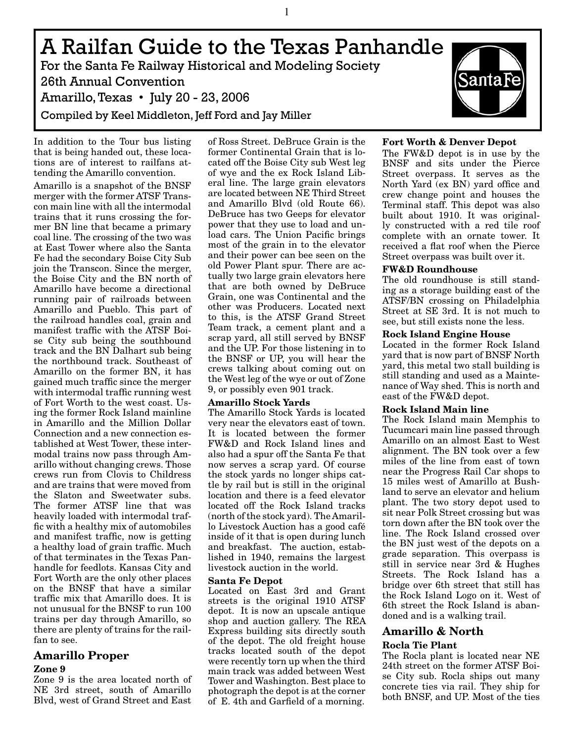# A Railfan Guide to the Texas Panhandle

For the Santa Fe Railway Historical and Modeling Society

26th Annual Convention

Amarillo, Texas • July 20 - 23, 2006

Compiled by Keel Middleton, Jeff Ford and Jay Miller

In addition to the Tour bus listing that is being handed out, these locations are of interest to railfans attending the Amarillo convention.

Amarillo is a snapshot of the BNSF merger with the former ATSF Transcon main line with all the intermodal trains that it runs crossing the former BN line that became a primary coal line. The crossing of the two was at East Tower where also the Santa Fe had the secondary Boise City Sub join the Transcon. Since the merger, the Boise City and the BN north of Amarillo have become a directional running pair of railroads between Amarillo and Pueblo. This part of the railroad handles coal, grain and manifest traffic with the ATSF Boise City sub being the southbound track and the BN Dalhart sub being the northbound track. Southeast of Amarillo on the former BN, it has gained much traffic since the merger with intermodal traffic running west of Fort Worth to the west coast. Using the former Rock Island mainline in Amarillo and the Million Dollar Connection and a new connection established at West Tower, these intermodal trains now pass through Amarillo without changing crews. Those crews run from Clovis to Childress and are trains that were moved from the Slaton and Sweetwater subs. The former ATSF line that was heavily loaded with intermodal traffic with a healthy mix of automobiles and manifest traffic, now is getting a healthy load of grain traffic. Much of that terminates in the Texas Panhandle for feedlots. Kansas City and Fort Worth are the only other places on the BNSF that have a similar traffic mix that Amarillo does. It is not unusual for the BNSF to run 100 trains per day through Amarillo, so there are plenty of trains for the railfan to see.

## Amarillo Proper

### Zone 9

Zone 9 is the area located north of NE 3rd street, south of Amarillo Blvd, west of Grand Street and East of Ross Street. DeBruce Grain is the former Continental Grain that is located off the Boise City sub West leg of wye and the ex Rock Island Liberal line. The large grain elevators are located between NE Third Street and Amarillo Blvd (old Route 66). DeBruce has two Geeps for elevator power that they use to load and unload cars. The Union Pacific brings most of the grain in to the elevator and their power can bee seen on the old Power Plant spur. There are actually two large grain elevators here that are both owned by DeBruce Grain, one was Continental and the other was Producers. Located next to this, is the ATSF Grand Street Team track, a cement plant and a scrap yard, all still served by BNSF and the UP. For those listening in to the BNSF or UP, you will hear the crews talking about coming out on the West leg of the wye or out of Zone 9, or possibly even 901 track.

### Amarillo Stock Yards

The Amarillo Stock Yards is located very near the elevators east of town. It is located between the former FW&D and Rock Island lines and also had a spur off the Santa Fe that now serves a scrap yard. Of course the stock yards no longer ships cattle by rail but is still in the original location and there is a feed elevator located off the Rock Island tracks (north of the stock yard). The Amarillo Livestock Auction has a good café inside of it that is open during lunch and breakfast. The auction, established in 1940, remains the largest livestock auction in the world.

### Santa Fe Depot

Located on East 3rd and Grant streets is the original 1910 ATSF depot. It is now an upscale antique shop and auction gallery. The REA Express building sits directly south of the depot. The old freight house tracks located south of the depot were recently torn up when the third main track was added between West Tower and Washington. Best place to photograph the depot is at the corner of E. 4th and Garfield of a morning.

### Fort Worth & Denver Depot

The FW&D depot is in use by the BNSF and sits under the Pierce Street overpass. It serves as the North Yard (ex BN) yard office and crew change point and houses the Terminal staff. This depot was also built about 1910. It was originally constructed with a red tile roof complete with an ornate tower. It received a flat roof when the Pierce Street overpass was built over it.

### FW&D Roundhouse

The old roundhouse is still standing as a storage building east of the ATSF/BN crossing on Philadelphia Street at SE 3rd. It is not much to see, but still exists none the less.

### Rock Island Engine House

Located in the former Rock Island yard that is now part of BNSF North yard, this metal two stall building is still standing and used as a Maintenance of Way shed. This is north and east of the FW&D depot.

### Rock Island Main line

The Rock Island main Memphis to Tucumcari main line passed through Amarillo on an almost East to West alignment. The BN took over a few miles of the line from east of town near the Progress Rail Car shops to 15 miles west of Amarillo at Bushland to serve an elevator and helium plant. The two story depot used to sit near Polk Street crossing but was torn down after the BN took over the line. The Rock Island crossed over the BN just west of the depots on a grade separation. This overpass is still in service near 3rd & Hughes Streets. The Rock Island has a bridge over 6th street that still has the Rock Island Logo on it. West of 6th street the Rock Island is abandoned and is a walking trail.

## Amarillo & North

### Rocla Tie Plant

The Rocla plant is located near NE 24th street on the former ATSF Boise City sub. Rocla ships out many concrete ties via rail. They ship for both BNSF, and UP. Most of the ties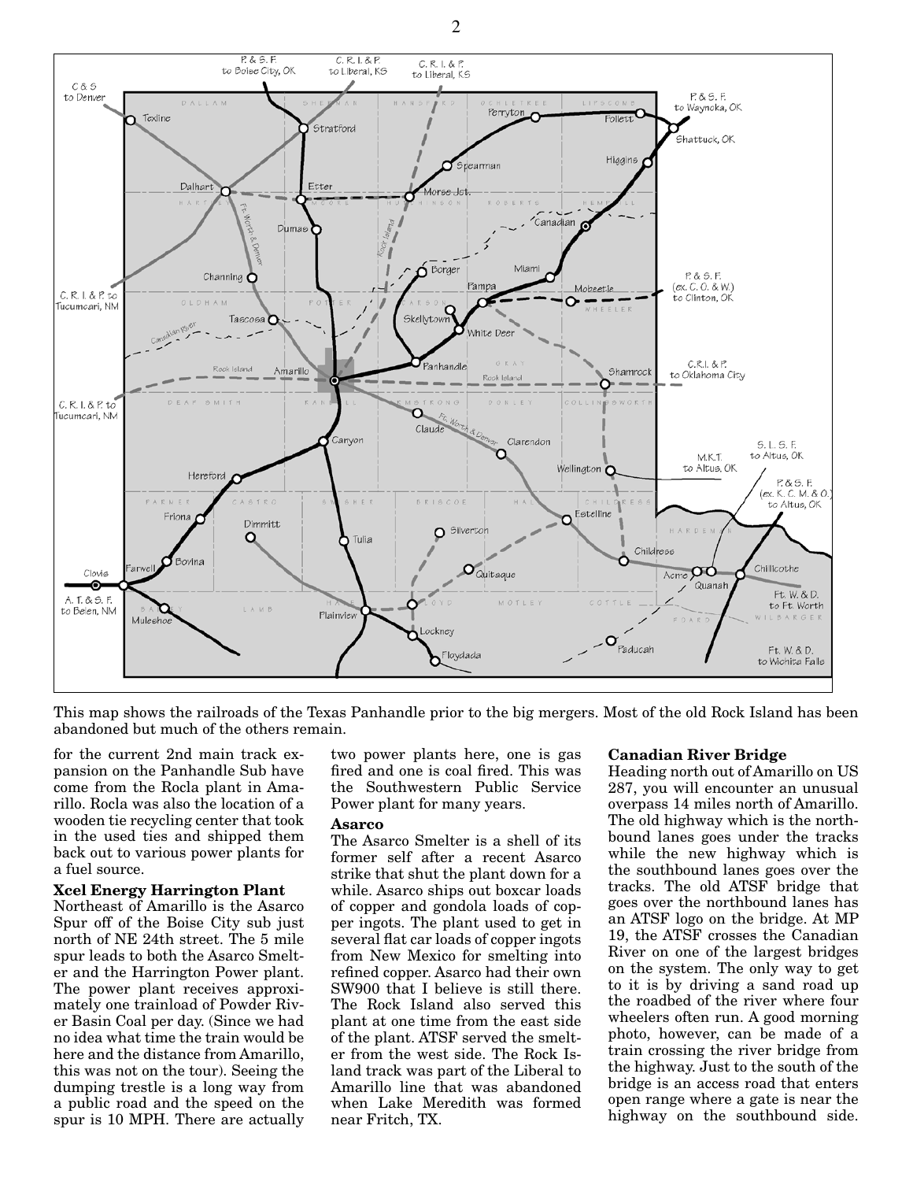This map shows the railroads of the Texas Panhandle prior to the big mergers. Most of the old Rock Island has been abandoned but much of the others remain.

for the current 2nd main track expansion on the Panhandle Sub have come from the Rocla plant in Amarillo. Rocla was also the location of a wooden tie recycling center that took in the used ties and shipped them back out to various power plants for a fuel source.

**Xcel Energy Harrington Plant**

Northeast of Amarillo is the Asarco Spur off of the Boise City sub just north of NE 24th street. The 5 mile spur leads to both the Asarco Smelter and the Harrington Power plant. The power plant receives approximately one trainload of Powder River Basin Coal per day. (Since we had no idea what time the train would be here and the distance from Amarillo, this was not on the tour). Seeing the dumping trestle is a long way from a public road and the speed on the spur is 10 MPH. There are actually two power plants here, one is gas fired and one is coal fired. This was the Southwestern Public Service Power plant for many years.

**Asarco**

The Asarco Smelter is a shell of its former self after a recent Asarco strike that shut the plant down for a while. Asarco ships out boxcar loads of copper and gondola loads of copper ingots. The plant used to get in several flat car loads of copper ingots from New Mexico for smelting into refined copper. Asarco had their own SW900 that I believe is still there. The Rock Island also served this plant at one time from the east side of the plant. ATSF served the smelter from the west side. The Rock Island track was part of the Liberal to Amarillo line that was abandoned when Lake Meredith was formed near Fritch, TX.

**Canadian River Bridge**

Heading north out of Amarillo on US 287, you will encounter an unusual overpass 14 miles north of Amarillo. The old highway which is the northbound lanes goes under the tracks while the new highway which is the southbound lanes goes over the tracks. The old ATSF bridge that goes over the northbound lanes has an ATSF logo on the bridge. At MP 19, the ATSF crosses the Canadian River on one of the largest bridges on the system. The only way to get to it is by driving a sand road up the roadbed of the river where four wheelers often run. A good morning photo, however, can be made of a train crossing the river bridge from the highway. Just to the south of the bridge is an access road that enters open range where a gate is near the highway on the southbound side.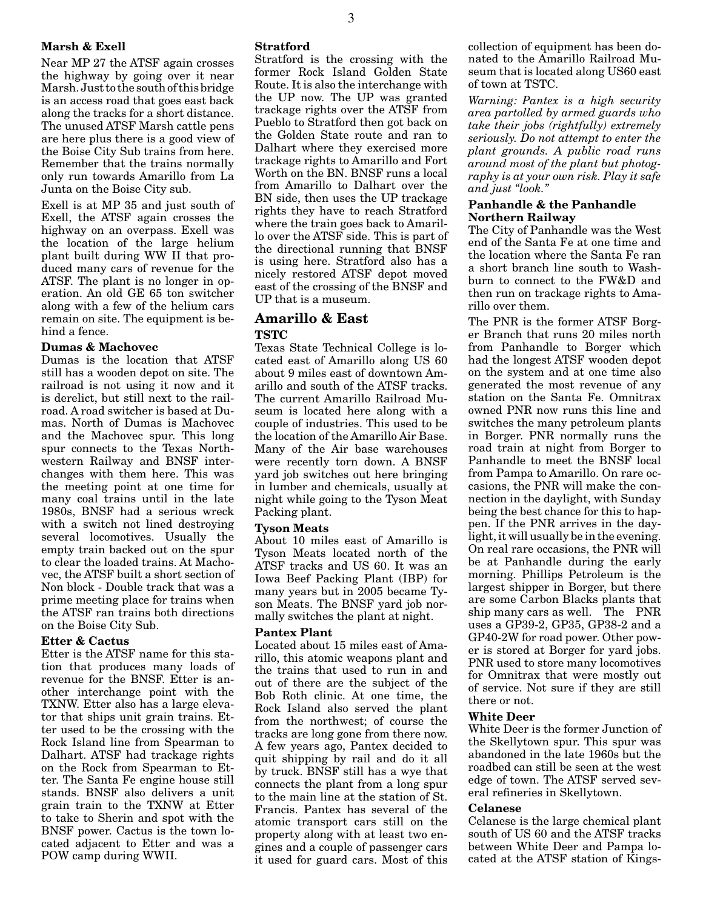#### Marsh & Exell

Near MP 27 the ATSF again crosses the highway by going over it near Marsh. Just to the south of this bridge is an access road that goes east back along the tracks for a short distance. The unused ATSF Marsh cattle pens are here plus there is a good view of the Boise City Sub trains from here. Remember that the trains normally only run towards Amarillo from La Junta on the Boise City sub.

Exell is at MP 35 and just south of Exell, the ATSF again crosses the highway on an overpass. Exell was the location of the large helium plant built during WW II that produced many cars of revenue for the ATSF. The plant is no longer in operation. An old GE 65 ton switcher along with a few of the helium cars remain on site. The equipment is behind a fence.

#### Dumas & Machovec

Dumas is the location that ATSF still has a wooden depot on site. The railroad is not using it now and it is derelict, but still next to the railroad. A road switcher is based at Dumas. North of Dumas is Machovec and the Machovec spur. This long spur connects to the Texas Northwestern Railway and BNSF interchanges with them here. This was the meeting point at one time for many coal trains until in the late 1980s, BNSF had a serious wreck with a switch not lined destroying several locomotives. Usually the empty train backed out on the spur to clear the loaded trains. At Machovec, the ATSF built a short section of Non block - Double track that was a prime meeting place for trains when the ATSF ran trains both directions on the Boise City Sub.

#### Etter & Cactus

Etter is the ATSF name for this station that produces many loads of revenue for the BNSF. Etter is another interchange point with the TXNW. Etter also has a large elevator that ships unit grain trains. Etter used to be the crossing with the Rock Island line from Spearman to Dalhart. ATSF had trackage rights on the Rock from Spearman to Etter. The Santa Fe engine house still stands. BNSF also delivers a unit grain train to the TXNW at Etter to take to Sherin and spot with the BNSF power. Cactus is the town located adjacent to Etter and was a POW camp during WWII.

#### Stratford

Stratford is the crossing with the former Rock Island Golden State Route. It is also the interchange with the UP now. The UP was granted trackage rights over the ATSF from Pueblo to Stratford then got back on the Golden State route and ran to Dalhart where they exercised more trackage rights to Amarillo and Fort Worth on the BN. BNSF runs a local from Amarillo to Dalhart over the BN side, then uses the UP trackage rights they have to reach Stratford where the train goes back to Amarillo over the ATSF side. This is part of the directional running that BNSF is using here. Stratford also has a nicely restored ATSF depot moved east of the crossing of the BNSF and UP that is a museum.

## Amarillo & East

#### TSTC

Texas State Technical College is located east of Amarillo along US 60 about 9 miles east of downtown Amarillo and south of the ATSF tracks. The current Amarillo Railroad Museum is located here along with a couple of industries. This used to be the location of the Amarillo Air Base. Many of the Air base warehouses were recently torn down. A BNSF yard job switches out here bringing in lumber and chemicals, usually at night while going to the Tyson Meat Packing plant.

#### Tyson Meats

About 10 miles east of Amarillo is Tyson Meats located north of the ATSF tracks and US 60. It was an Iowa Beef Packing Plant (IBP) for many years but in 2005 became Tyson Meats. The BNSF yard job normally switches the plant at night.

#### Pantex Plant

Located about 15 miles east of Amarillo, this atomic weapons plant and the trains that used to run in and out of there are the subject of the Bob Roth clinic. At one time, the Rock Island also served the plant from the northwest; of course the tracks are long gone from there now. A few years ago, Pantex decided to quit shipping by rail and do it all by truck. BNSF still has a wye that connects the plant from a long spur to the main line at the station of St. Francis. Pantex has several of the atomic transport cars still on the property along with at least two engines and a couple of passenger cars it used for guard cars. Most of this collection of equipment has been donated to the Amarillo Railroad Museum that is located along US60 east of town at TSTC.

*Warning: Pantex is a high security area partolled by armed guards who take their jobs (rightfully) extremely seriously. Do not attempt to enter the plant grounds. A public road runs around most of the plant but photography is at your own risk. Play it safe and just "look."*

#### Panhandle & the Panhandle Northern Railway

The City of Panhandle was the West end of the Santa Fe at one time and the location where the Santa Fe ran a short branch line south to Washburn to connect to the FW&D and then run on trackage rights to Amarillo over them.

The PNR is the former ATSF Borger Branch that runs 20 miles north from Panhandle to Borger which had the longest ATSF wooden depot on the system and at one time also generated the most revenue of any station on the Santa Fe. Omnitrax owned PNR now runs this line and switches the many petroleum plants in Borger. PNR normally runs the road train at night from Borger to Panhandle to meet the BNSF local from Pampa to Amarillo. On rare occasions, the PNR will make the connection in the daylight, with Sunday being the best chance for this to happen. If the PNR arrives in the daylight, it will usually be in the evening. On real rare occasions, the PNR will be at Panhandle during the early morning. Phillips Petroleum is the largest shipper in Borger, but there are some Carbon Blacks plants that ship many cars as well. The PNR uses a GP39-2, GP35, GP38-2 and a GP40-2W for road power. Other power is stored at Borger for yard jobs. PNR used to store many locomotives for Omnitrax that were mostly out of service. Not sure if they are still there or not.

#### White Deer

White Deer is the former Junction of the Skellytown spur. This spur was abandoned in the late 1960s but the roadbed can still be seen at the west edge of town. The ATSF served several refineries in Skellytown.

#### Celanese

Celanese is the large chemical plant south of US 60 and the ATSF tracks between White Deer and Pampa located at the ATSF station of Kings-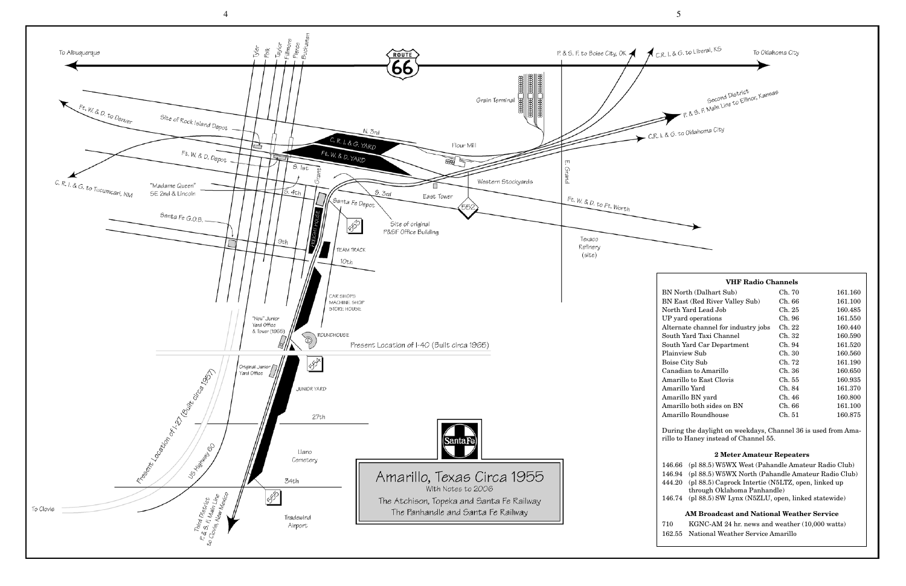# Amarillo, Texas Circa 1955

With Notes to 2006

The Atchison, Topeka and Santa Fe Railway

The Panhandle and Santa Fe Railway

To Albuquerque

ROUTE 66

To Oklahoma City

P. & S. F. to Boise City, OK

C.R. I. & G. to Liberal, KS

Second District P. & S. F. Main Line to Ellinor, Kansas

C.R. I. & G. to Oklahoma City

Ft. W. & D. to Denver

Site of Rock Island Depot

Ft. W. & D. Depot

C. R. I. & G. to Tucumcari, NM

"Madame Queen" SE 2nd & Lincoln

Santa Fe G.O.B.

Tyler, Polk, Taylor, Fillmore, Pierce, Buchanan

Grant

N. 3rd

C. R. I. & G. YARD

Ft. W. & D. YARD

S. 1st

S. 4th

S. 3rd

9th

10th

27th

34th

Grain Terminal

Flour Mill

Western Stockyards

East Tower

552

E. Grand

Ft. W. & D. to Ft. Worth

Texaco Refinery (site)

Santa Fe Depot

553

Site of original P&SF Office Building

FREIGHT HOUSE

TEAM TRACK

CAR SHOPS MACHINE SHOP STORE HOUSE

"New" Junior Yard Office & Tower (1965)

ROUNDHOUSE

Present Location of I-40 (Built circa 1965)

Original Junior Yard Office

554

JUNIOR YARD

Llano Cemetery

555

Tradewind Airport

Present Location of I-27 (Built circa 1957)

US Highway 60

Third District P. & S. F. Main Line to Clovis, New Mexico

To Clovis

### VHF Radio Channels

| | | |
|---|---|---|
| BN North (Dalhart Sub) | Ch. 70 | 161.160 |
| BN East (Red River Valley Sub) | Ch. 66 | 161.100 |
| North Yard Lead Job | Ch. 25 | 160.485 |
| UP yard operations | Ch. 96 | 161.550 |
| Alternate channel for industry jobs | Ch. 22 | 160.440 |
| South Yard Taxi Channel | Ch. 32 | 160.590 |
| South Yard Car Department | Ch. 94 | 161.520 |
| Plainview Sub | Ch. 30 | 160.560 |
| Boise City Sub | Ch. 72 | 161.190 |
| Canadian to Amarillo | Ch. 36 | 160.650 |
| Amarillo to East Clovis | Ch. 55 | 160.935 |
| Amarillo Yard | Ch. 84 | 161.370 |
| Amarillo BN yard | Ch. 46 | 160.800 |
| Amarillo both sides on BN | Ch. 66 | 161.100 |
| Amarillo Roundhouse | Ch. 51 | 160.875 |

During the daylight on weekdays, Channel 36 is used from Amarillo to Haney instead of Channel 55.

### 2 Meter Amateur Repeaters

146.66 (pl 88.5) W5WX West (Pahandle Amateur Radio Club)
146.94 (pl 88.5) W5WX North (Pahandle Amateur Radio Club)
444.20 (pl 88.5) Caprock Intertie (N5LTZ, open, linked up through Oklahoma Panhandle)
146.74 (pl 88.5) SW Lynx (N5ZLU, open, linked statewide)

### AM Broadcast and National Weather Service

710 KGNC-AM 24 hr. news and weather (10,000 watts)
162.55 National Weather Service Amarillo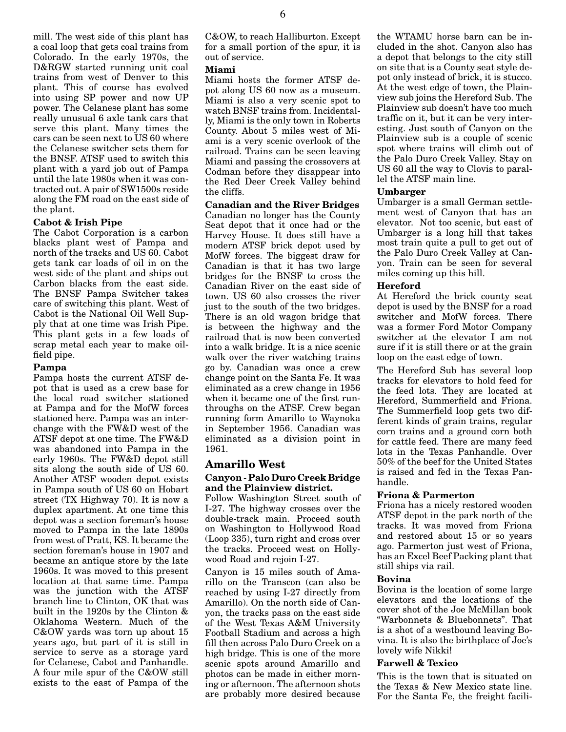mill. The west side of this plant has a coal loop that gets coal trains from Colorado. In the early 1970s, the D&RGW started running unit coal trains from west of Denver to this plant. This of course has evolved into using SP power and now UP power. The Celanese plant has some really unusual 6 axle tank cars that serve this plant. Many times the cars can be seen next to US 60 where the Celanese switcher sets them for the BNSF. ATSF used to switch this plant with a yard job out of Pampa until the late 1980s when it was contracted out. A pair of SW1500s reside along the FM road on the east side of the plant.

**Cabot & Irish Pipe**

The Cabot Corporation is a carbon blacks plant west of Pampa and north of the tracks and US 60. Cabot gets tank car loads of oil in on the west side of the plant and ships out Carbon blacks from the east side. The BNSF Pampa Switcher takes care of switching this plant. West of Cabot is the National Oil Well Supply that at one time was Irish Pipe. This plant gets in a few loads of scrap metal each year to make oilfield pipe.

**Pampa**

Pampa hosts the current ATSF depot that is used as a crew base for the local road switcher stationed at Pampa and for the MofW forces stationed here. Pampa was an interchange with the FW&D west of the ATSF depot at one time. The FW&D was abandoned into Pampa in the early 1960s. The FW&D depot still sits along the south side of US 60. Another ATSF wooden depot exists in Pampa south of US 60 on Hobart street (TX Highway 70). It is now a duplex apartment. At one time this depot was a section foreman's house moved to Pampa in the late 1890s from west of Pratt, KS. It became the section foreman's house in 1907 and became an antique store by the late 1960s. It was moved to this present location at that same time. Pampa was the junction with the ATSF branch line to Clinton, OK that was built in the 1920s by the Clinton & Oklahoma Western. Much of the C&OW yards was torn up about 15 years ago, but part of it is still in service to serve as a storage yard for Celanese, Cabot and Panhandle. A four mile spur of the C&OW still exists to the east of Pampa of the C&OW, to reach Halliburton. Except for a small portion of the spur, it is out of service.

**Miami**

Miami hosts the former ATSF depot along US 60 now as a museum. Miami is also a very scenic spot to watch BNSF trains from. Incidentally, Miami is the only town in Roberts County. About 5 miles west of Miami is a very scenic overlook of the railroad. Trains can be seen leaving Miami and passing the crossovers at Codman before they disappear into the Red Deer Creek Valley behind the cliffs.

**Canadian and the River Bridges**

Canadian no longer has the County Seat depot that it once had or the Harvey House. It does still have a modern ATSF brick depot used by MofW forces. The biggest draw for Canadian is that it has two large bridges for the BNSF to cross the Canadian River on the east side of town. US 60 also crosses the river just to the south of the two bridges. There is an old wagon bridge that is between the highway and the railroad that is now been converted into a walk bridge. It is a nice scenic walk over the river watching trains go by. Canadian was once a crew change point on the Santa Fe. It was eliminated as a crew change in 1956 when it became one of the first runthroughs on the ATSF. Crew began running form Amarillo to Waynoka in September 1956. Canadian was eliminated as a division point in 1961.

## Amarillo West

**Canyon - Palo Duro Creek Bridge and the Plainview district.**

Follow Washington Street south of I-27. The highway crosses over the double-track main. Proceed south on Washington to Hollywood Road (Loop 335), turn right and cross over the tracks. Proceed west on Hollywood Road and rejoin I-27.

Canyon is 15 miles south of Amarillo on the Transcon (can also be reached by using I-27 directly from Amarillo). On the north side of Canyon, the tracks pass on the east side of the West Texas A&M University Football Stadium and across a high fill then across Palo Duro Creek on a high bridge. This is one of the more scenic spots around Amarillo and photos can be made in either morning or afternoon. The afternoon shots are probably more desired because the WTAMU horse barn can be included in the shot. Canyon also has a depot that belongs to the city still on site that is a County seat style depot only instead of brick, it is stucco. At the west edge of town, the Plainview sub joins the Hereford Sub. The Plainview sub doesn't have too much traffic on it, but it can be very interesting. Just south of Canyon on the Plainview sub is a couple of scenic spot where trains will climb out of the Palo Duro Creek Valley. Stay on US 60 all the way to Clovis to parallel the ATSF main line.

**Umbarger**

Umbarger is a small German settlement west of Canyon that has an elevator. Not too scenic, but east of Umbarger is a long hill that takes most train quite a pull to get out of the Palo Duro Creek Valley at Canyon. Train can be seen for several miles coming up this hill.

**Hereford**

At Hereford the brick county seat depot is used by the BNSF for a road switcher and MofW forces. There was a former Ford Motor Company switcher at the elevator I am not sure if it is still there or at the grain loop on the east edge of town.

The Hereford Sub has several loop tracks for elevators to hold feed for the feed lots. They are located at Hereford, Summerfield and Friona. The Summerfield loop gets two different kinds of grain trains, regular corn trains and a ground corn both for cattle feed. There are many feed lots in the Texas Panhandle. Over 50% of the beef for the United States is raised and fed in the Texas Panhandle.

**Friona & Parmerton**

Friona has a nicely restored wooden ATSF depot in the park north of the tracks. It was moved from Friona and restored about 15 or so years ago. Parmerton just west of Friona, has an Excel Beef Packing plant that still ships via rail.

**Bovina**

Bovina is the location of some large elevators and the locations of the cover shot of the Joe McMillan book "Warbonnets & Bluebonnets". That is a shot of a westbound leaving Bovina. It is also the birthplace of Joe's lovely wife Nikki!

**Farwell & Texico**

This is the town that is situated on the Texas & New Mexico state line. For the Santa Fe, the freight facili-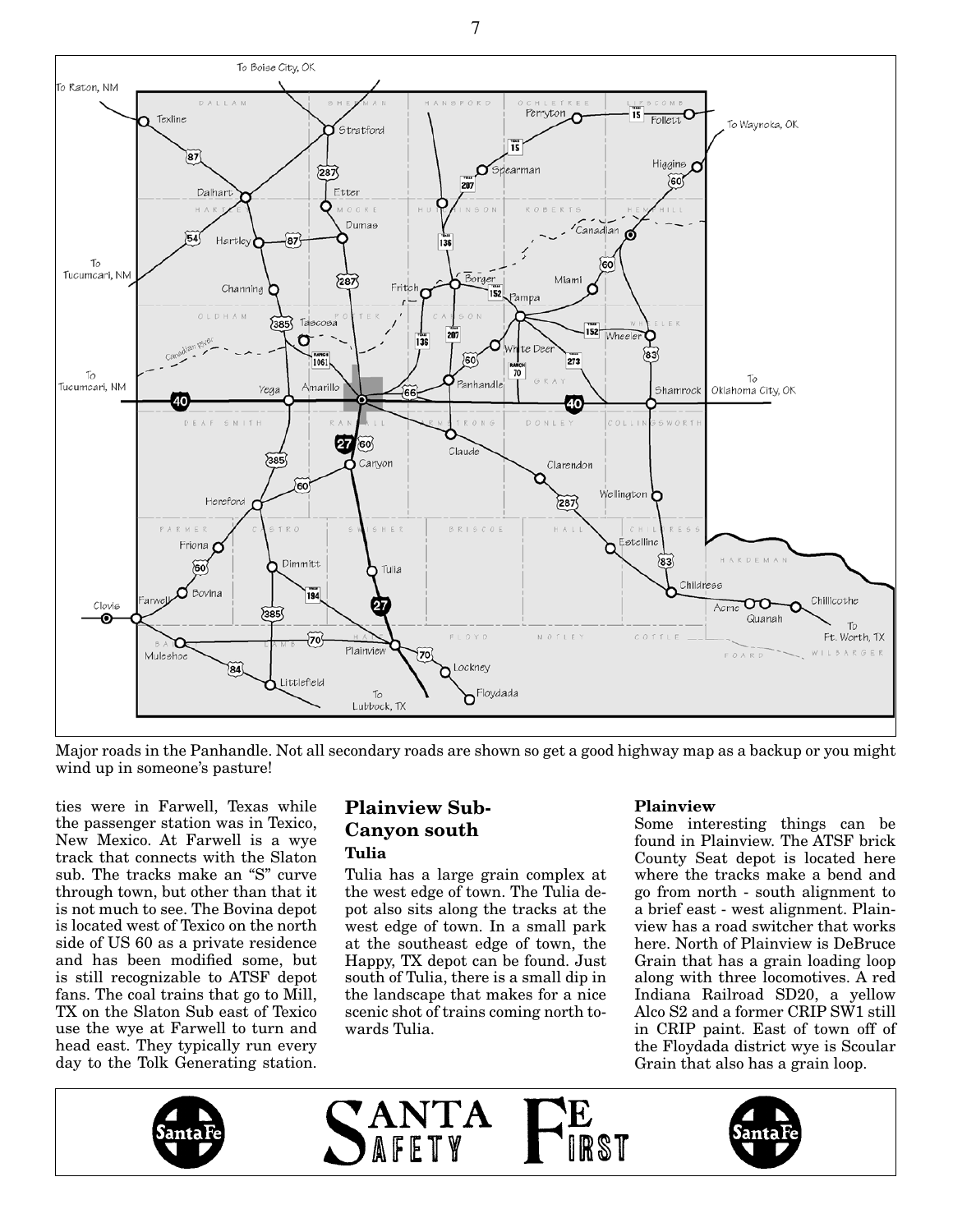Major roads in the Panhandle. Not all secondary roads are shown so get a good highway map as a backup or you might wind up in someone's pasture!

ties were in Farwell, Texas while the passenger station was in Texico, New Mexico. At Farwell is a wye track that connects with the Slaton sub. The tracks make an "S" curve through town, but other than that it is not much to see. The Bovina depot is located west of Texico on the north side of US 60 as a private residence and has been modified some, but is still recognizable to ATSF depot fans. The coal trains that go to Mill, TX on the Slaton Sub east of Texico use the wye at Farwell to turn and head east. They typically run every day to the Tolk Generating station.

## Plainview Sub-Canyon south

### Tulia

Tulia has a large grain complex at the west edge of town. The Tulia depot also sits along the tracks at the west edge of town. In a small park at the southeast edge of town, the Happy, TX depot can be found. Just south of Tulia, there is a small dip in the landscape that makes for a nice scenic shot of trains coming north towards Tulia.

### Plainview

Some interesting things can be found in Plainview. The ATSF brick County Seat depot is located here where the tracks make a bend and go from north - south alignment to a brief east - west alignment. Plainview has a road switcher that works here. North of Plainview is DeBruce Grain that has a grain loading loop along with three locomotives. A red Indiana Railroad SD20, a yellow Alco S2 and a former CRIP SW1 still in CRIP paint. East of town off of the Floydada district wye is Scoular Grain that also has a grain loop.

SANTA FE SAFETY FIRST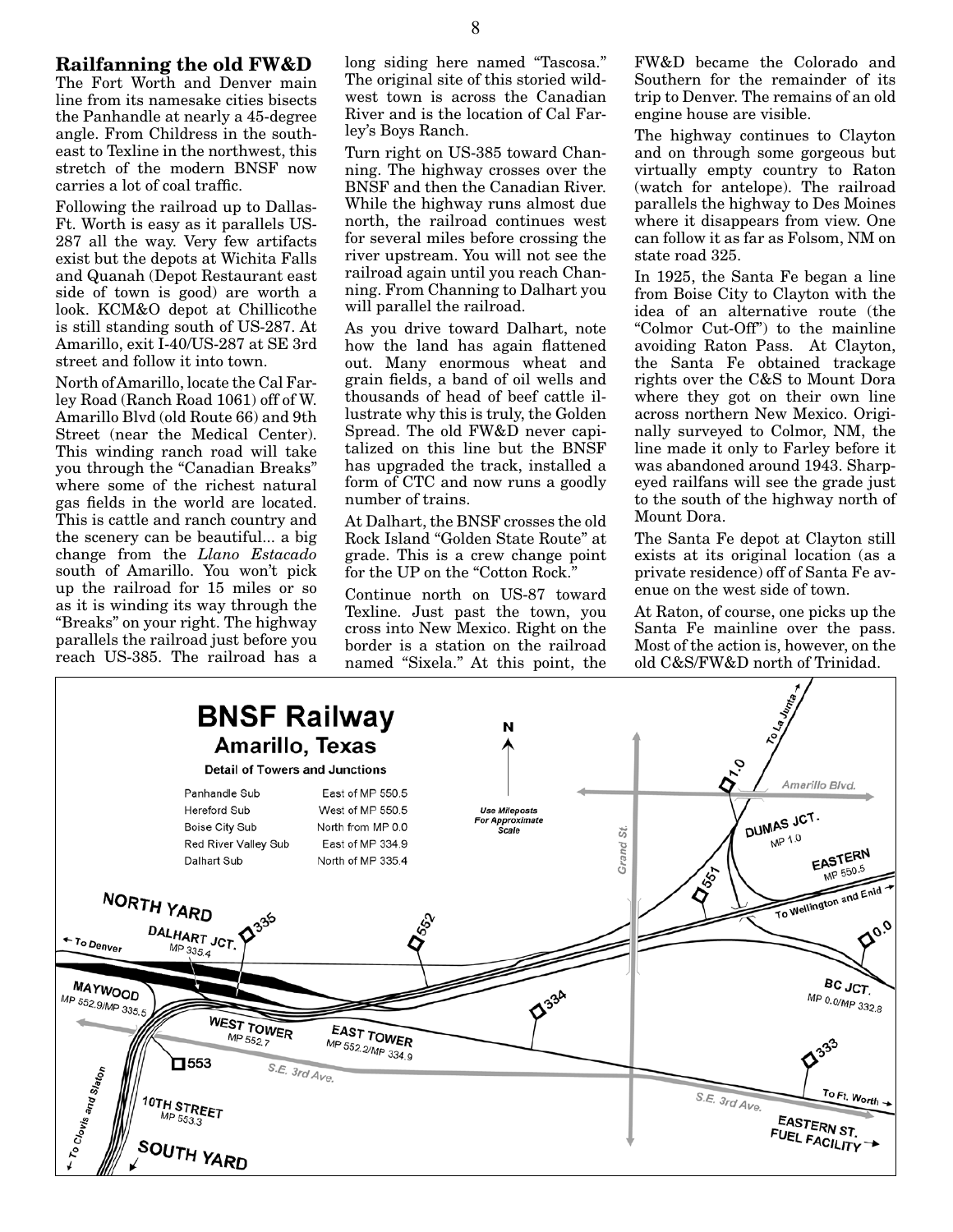## Railfanning the old FW&D

The Fort Worth and Denver main line from its namesake cities bisects the Panhandle at nearly a 45-degree angle. From Childress in the southeast to Texline in the northwest, this stretch of the modern BNSF now carries a lot of coal traffic.

Following the railroad up to Dallas-Ft. Worth is easy as it parallels US-287 all the way. Very few artifacts exist but the depots at Wichita Falls and Quanah (Depot Restaurant east side of town is good) are worth a look. KCM&O depot at Chillicothe is still standing south of US-287. At Amarillo, exit I-40/US-287 at SE 3rd street and follow it into town.

North of Amarillo, locate the Cal Farley Road (Ranch Road 1061) off of W. Amarillo Blvd (old Route 66) and 9th Street (near the Medical Center). This winding ranch road will take you through the "Canadian Breaks" where some of the richest natural gas fields in the world are located. This is cattle and ranch country and the scenery can be beautiful... a big change from the *Llano Estacado* south of Amarillo. You won't pick up the railroad for 15 miles or so as it is winding its way through the "Breaks" on your right. The highway parallels the railroad just before you reach US-385. The railroad has a long siding here named "Tascosa." The original site of this storied wild-west town is across the Canadian River and is the location of Cal Farley's Boys Ranch.

Turn right on US-385 toward Channing. The highway crosses over the BNSF and then the Canadian River. While the highway runs almost due north, the railroad continues west for several miles before crossing the river upstream. You will not see the railroad again until you reach Channing. From Channing to Dalhart you will parallel the railroad.

As you drive toward Dalhart, note how the land has again flattened out. Many enormous wheat and grain fields, a band of oil wells and thousands of head of beef cattle illustrate why this is truly, the Golden Spread. The old FW&D never capitalized on this line but the BNSF has upgraded the track, installed a form of CTC and now runs a goodly number of trains.

At Dalhart, the BNSF crosses the old Rock Island "Golden State Route" at grade. This is a crew change point for the UP on the "Cotton Rock."

Continue north on US-87 toward Texline. Just past the town, you cross into New Mexico. Right on the border is a station on the railroad named "Sixela." At this point, the FW&D became the Colorado and Southern for the remainder of its trip to Denver. The remains of an old engine house are visible.

The highway continues to Clayton and on through some gorgeous but virtually empty country to Raton (watch for antelope). The railroad parallels the highway to Des Moines where it disappears from view. One can follow it as far as Folsom, NM on state road 325.

In 1925, the Santa Fe began a line from Boise City to Clayton with the idea of an alternative route (the "Colmor Cut-Off") to the mainline avoiding Raton Pass. At Clayton, the Santa Fe obtained trackage rights over the C&S to Mount Dora where they got on their own line across northern New Mexico. Originally surveyed to Colmor, NM, the line made it only to Farley before it was abandoned around 1943. Sharp-eyed railfans will see the grade just to the south of the highway north of Mount Dora.

The Santa Fe depot at Clayton still exists at its original location (as a private residence) off of Santa Fe avenue on the west side of town.

At Raton, of course, one picks up the Santa Fe mainline over the pass. Most of the action is, however, on the old C&S/FW&D north of Trinidad.

**BNSF Railway**
**Amarillo, Texas**
**Detail of Towers and Junctions**

| | |
|---|---|
| Panhandle Sub | East of MP 550.5 |
| Hereford Sub | West of MP 550.5 |
| Boise City Sub | North from MP 0.0 |
| Red River Valley Sub | East of MP 334.9 |
| Dalhart Sub | North of MP 335.4 |

N

Use Mileposts For Approximate Scale

To La Junta
Amarillo Blvd.
Grand St.
1.0
DUMAS JCT. MP 1.0
EASTERN MP 550.5
551
To Wellington and Enid
0.0
NORTH YARD
DALHART JCT. MP 335.4
335
552
To Denver
MAYWOOD MP 552.9/MP 335.5
BC JCT. MP 0.0/MP 332.8
334
WEST TOWER MP 552.7
EAST TOWER MP 552.2/MP 334.9
333
553
S.E. 3rd Ave.
To Ft. Worth
S.E. 3rd Ave.
EASTERN ST. FUEL FACILITY
To Clovis and Slaton
10TH STREET MP 553.3
SOUTH YARD